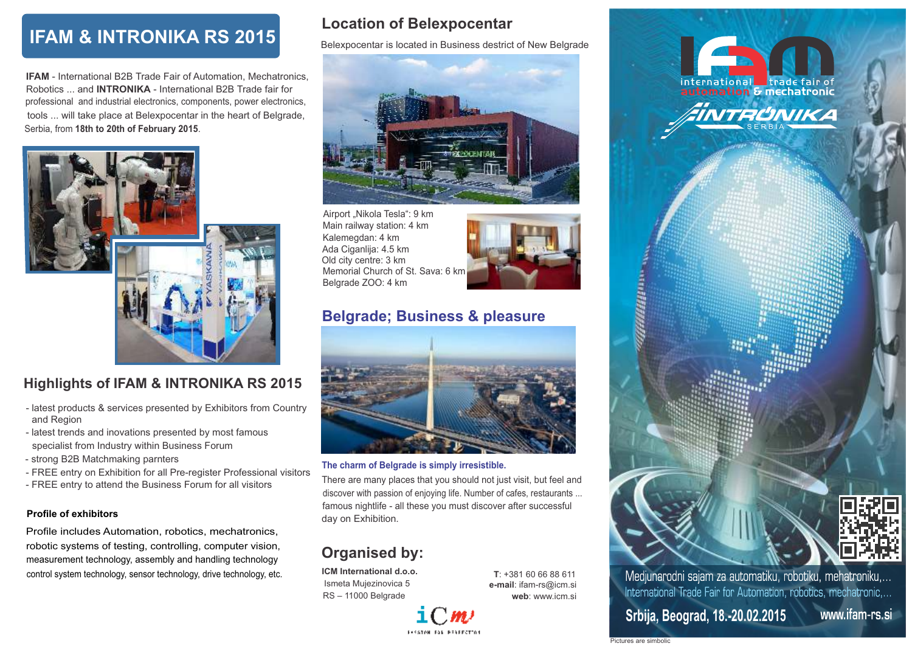# IFAM & INTRONIKA RS 2015

**IFAM** - International B2B Trade Fair of Automation, Mechatronics, Robotics ... and **INTRONIKA** - International B2B Trade fair for professional and industrial electronics, components, power electronics, tools ... will take place at Belexpocentar in the heart of Belgrade, Serbia, from **18th to 20th of February 2015**.

## Highlights of IFAM & INTRONIKA RS 2015

- latest products & services presented by Exhibitors from Country and Region
- latest trends and inovations presented by most famous specialist from Industry within Business Forum
- strong B2B Matchmaking parnters
- FREE entry on Exhibition for all Pre-register Professional visitors
- FREE entry to attend the Business Forum for all visitors

**Profile of exhibitors**

Profile includes Automation, robotics, mechatronics, robotic systems of testing, controlling, computer vision, measurement technology, assembly and handling technology control system technology, sensor technology, drive technology, etc.

## Location of Belexpocentar

Belexpocentar is located in Business destrict of New Belgrade

Airport „Nikola Tesla": 9 km
Main railway station: 4 km
Kalemegdan: 4 km
Ada Ciganlija: 4.5 km
Old city centre: 3 km
Memorial Church of St. Sava: 6 km
Belgrade ZOO: 4 km

## Belgrade; Business & pleasure

**The charm of Belgrade is simply irresistible.**

There are many places that you should not just visit, but feel and discover with passion of enjoying life. Number of cafes, restaurants ... famous nightlife - all these you must discover after successful day on Exhibition.

## Organised by:

**ICM International d.o.o.**
Ismeta Mujezinovica 5
RS – 11000 Belgrade

**T**: +381 60 66 88 611
**e-mail**: ifam-rs@icm.si
**web**: www.icm.si

international trade fair of automation & mechatronic

INTRONIKA SERBIA

Medjunarodni sajam za automatiku, robotiku, mehatroniku,...
International Trade Fair for Automation, robotics, mechatronic,...

**Srbija, Beograd, 18.-20.02.2015** www.ifam-rs.si

Pictures are simbolic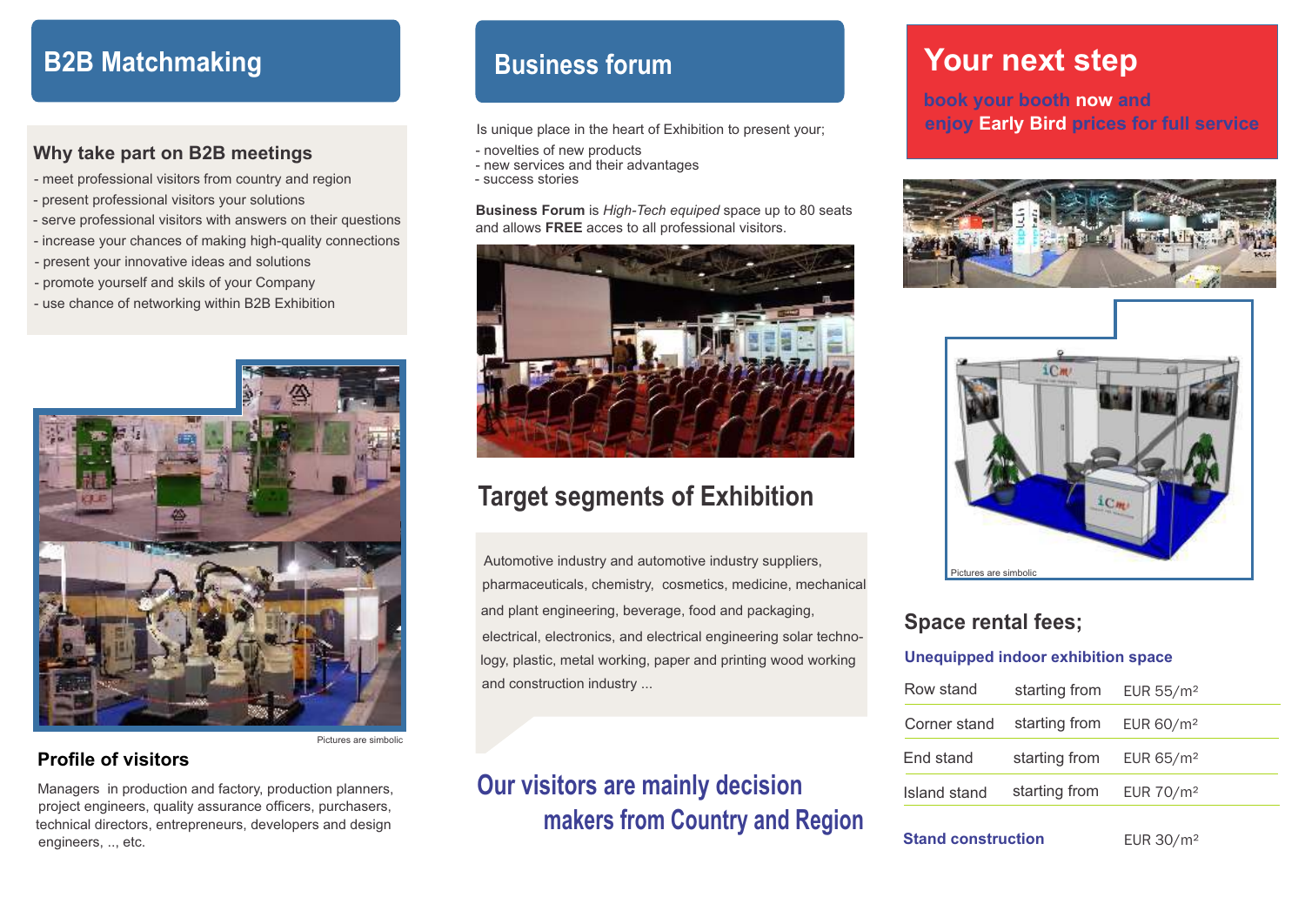## B2B Matchmaking

### Why take part on B2B meetings

- meet professional visitors from country and region
- present professional visitors your solutions
- serve professional visitors with answers on their questions
- increase your chances of making high-quality connections
- present your innovative ideas and solutions
- promote yourself and skils of your Company
- use chance of networking within B2B Exhibition

Pictures are simbolic

### Profile of visitors

Managers in production and factory, production planners, project engineers, quality assurance officers, purchasers, technical directors, entrepreneurs, developers and design engineers, .., etc.

## Business forum

Is unique place in the heart of Exhibition to present your;

- novelties of new products
- new services and their advantages
- success stories

**Business Forum** is *High-Tech equiped* space up to 80 seats and allows **FREE** acces to all professional visitors.

## Target segments of Exhibition

Automotive industry and automotive industry suppliers, pharmaceuticals, chemistry, cosmetics, medicine, mechanical and plant engineering, beverage, food and packaging, electrical, electronics, and electrical engineering solar techno-logy, plastic, metal working, paper and printing wood working and construction industry ...

## Our visitors are mainly decision makers from Country and Region

## Your next step

book your booth **now** and enjoy **Early Bird** prices for full service

Pictures are simbolic

### Space rental fees;

**Unequipped indoor exhibition space**

| | | |
|---|---|---|
| Row stand | starting from | EUR 55/m² |
| Corner stand | starting from | EUR 60/m² |
| End stand | starting from | EUR 65/m² |
| Island stand | starting from | EUR 70/m² |

**Stand construction** EUR 30/m²